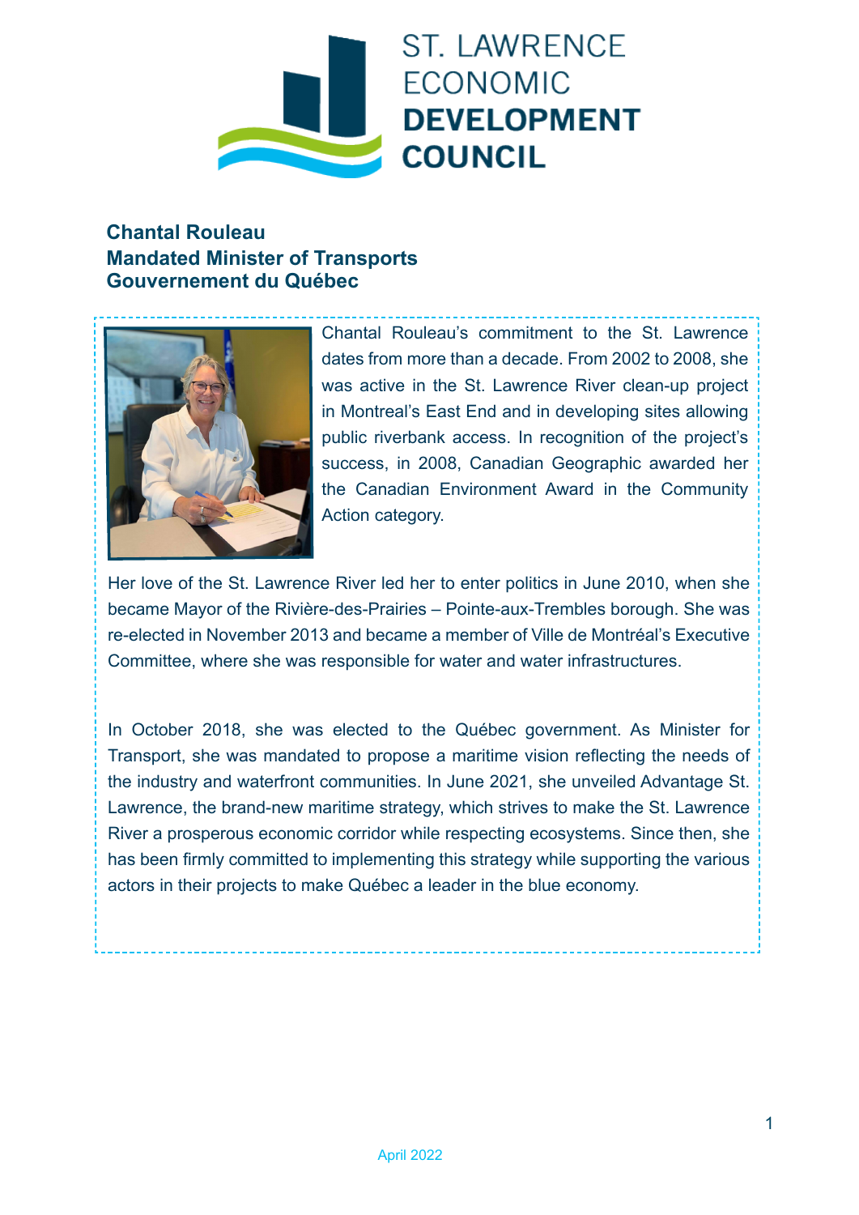ST. LAWRENCE ECONOMIC **DEVELOPMENT COUNCIL**

## Chantal Rouleau
## Mandated Minister of Transports
## Gouvernement du Québec

Chantal Rouleau's commitment to the St. Lawrence dates from more than a decade. From 2002 to 2008, she was active in the St. Lawrence River clean-up project in Montreal's East End and in developing sites allowing public riverbank access. In recognition of the project's success, in 2008, Canadian Geographic awarded her the Canadian Environment Award in the Community Action category.

Her love of the St. Lawrence River led her to enter politics in June 2010, when she became Mayor of the Rivière-des-Prairies – Pointe-aux-Trembles borough. She was re-elected in November 2013 and became a member of Ville de Montréal's Executive Committee, where she was responsible for water and water infrastructures.

In October 2018, she was elected to the Québec government. As Minister for Transport, she was mandated to propose a maritime vision reflecting the needs of the industry and waterfront communities. In June 2021, she unveiled Advantage St. Lawrence, the brand-new maritime strategy, which strives to make the St. Lawrence River a prosperous economic corridor while respecting ecosystems. Since then, she has been firmly committed to implementing this strategy while supporting the various actors in their projects to make Québec a leader in the blue economy.

April 2022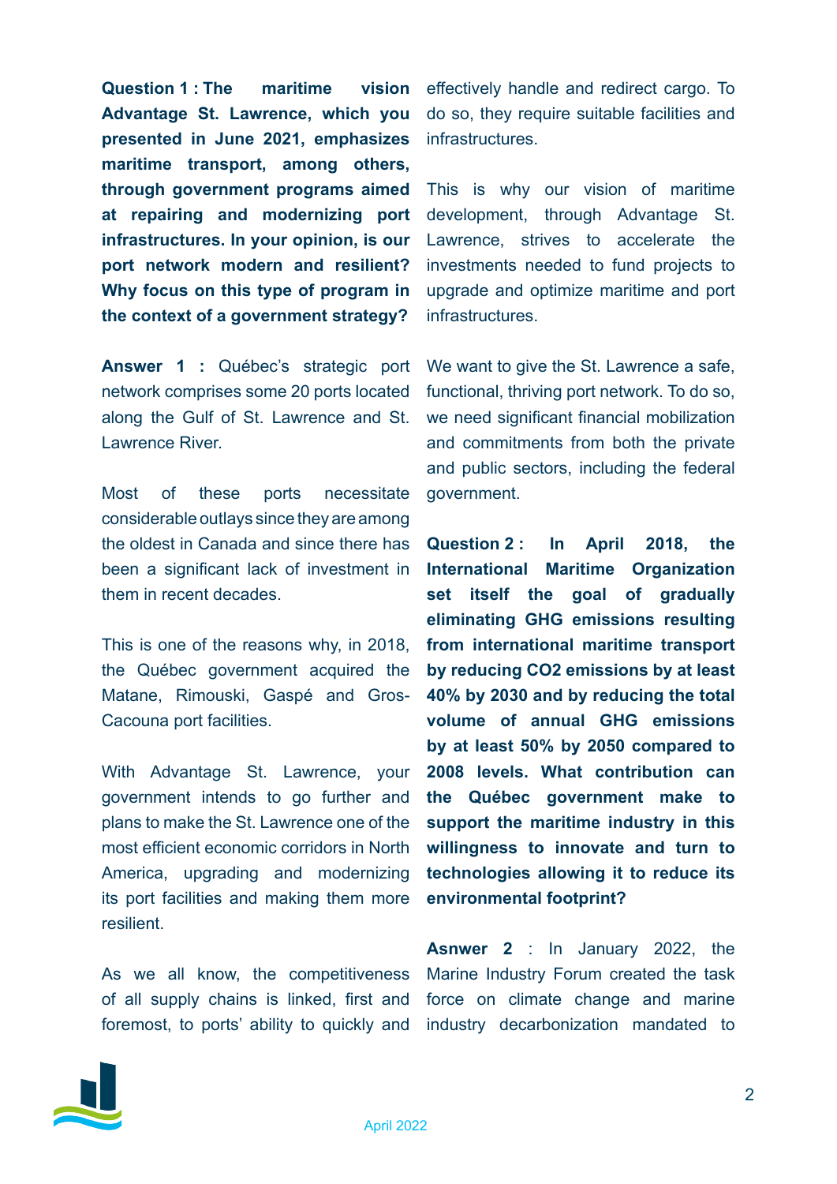**Question 1 : The maritime vision Advantage St. Lawrence, which you presented in June 2021, emphasizes maritime transport, among others, through government programs aimed at repairing and modernizing port infrastructures. In your opinion, is our port network modern and resilient? Why focus on this type of program in the context of a government strategy?**

**Answer 1 :** Québec's strategic port network comprises some 20 ports located along the Gulf of St. Lawrence and St. Lawrence River.

Most of these ports necessitate considerable outlays since they are among the oldest in Canada and since there has been a significant lack of investment in them in recent decades.

This is one of the reasons why, in 2018, the Québec government acquired the Matane, Rimouski, Gaspé and Gros-Cacouna port facilities.

With Advantage St. Lawrence, your government intends to go further and plans to make the St. Lawrence one of the most efficient economic corridors in North America, upgrading and modernizing its port facilities and making them more resilient.

As we all know, the competitiveness of all supply chains is linked, first and foremost, to ports' ability to quickly and effectively handle and redirect cargo. To do so, they require suitable facilities and infrastructures.

This is why our vision of maritime development, through Advantage St. Lawrence, strives to accelerate the investments needed to fund projects to upgrade and optimize maritime and port infrastructures.

We want to give the St. Lawrence a safe, functional, thriving port network. To do so, we need significant financial mobilization and commitments from both the private and public sectors, including the federal government.

**Question 2 : In April 2018, the International Maritime Organization set itself the goal of gradually eliminating GHG emissions resulting from international maritime transport by reducing CO2 emissions by at least 40% by 2030 and by reducing the total volume of annual GHG emissions by at least 50% by 2050 compared to 2008 levels. What contribution can the Québec government make to support the maritime industry in this willingness to innovate and turn to technologies allowing it to reduce its environmental footprint?**

**Asnwer 2** : In January 2022, the Marine Industry Forum created the task force on climate change and marine industry decarbonization mandated to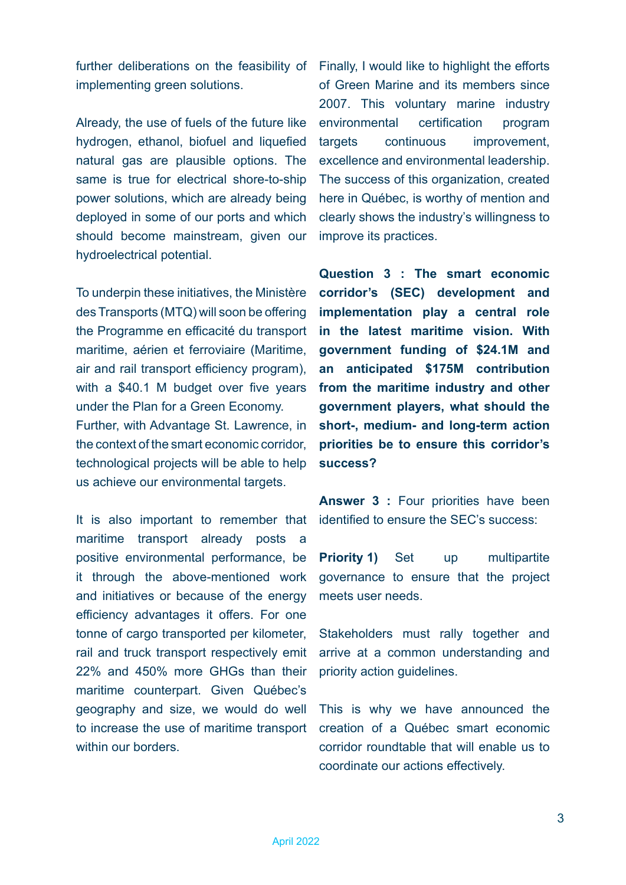further deliberations on the feasibility of implementing green solutions.

Already, the use of fuels of the future like hydrogen, ethanol, biofuel and liquefied natural gas are plausible options. The same is true for electrical shore-to-ship power solutions, which are already being deployed in some of our ports and which should become mainstream, given our hydroelectrical potential.

To underpin these initiatives, the Ministère des Transports (MTQ) will soon be offering the Programme en efficacité du transport maritime, aérien et ferroviaire (Maritime, air and rail transport efficiency program), with a $40.1 M budget over five years under the Plan for a Green Economy.
Further, with Advantage St. Lawrence, in the context of the smart economic corridor, technological projects will be able to help us achieve our environmental targets.

It is also important to remember that maritime transport already posts a positive environmental performance, be it through the above-mentioned work and initiatives or because of the energy efficiency advantages it offers. For one tonne of cargo transported per kilometer, rail and truck transport respectively emit 22% and 450% more GHGs than their maritime counterpart. Given Québec's geography and size, we would do well to increase the use of maritime transport within our borders.

Finally, I would like to highlight the efforts of Green Marine and its members since 2007. This voluntary marine industry environmental certification program targets continuous improvement, excellence and environmental leadership. The success of this organization, created here in Québec, is worthy of mention and clearly shows the industry's willingness to improve its practices.

**Question 3 : The smart economic corridor's (SEC) development and implementation play a central role in the latest maritime vision. With government funding of $24.1M and an anticipated $175M contribution from the maritime industry and other government players, what should the short-, medium- and long-term action priorities be to ensure this corridor's success?**

**Answer 3 :** Four priorities have been identified to ensure the SEC's success:

**Priority 1)** Set up multipartite governance to ensure that the project meets user needs.

Stakeholders must rally together and arrive at a common understanding and priority action guidelines.

This is why we have announced the creation of a Québec smart economic corridor roundtable that will enable us to coordinate our actions effectively.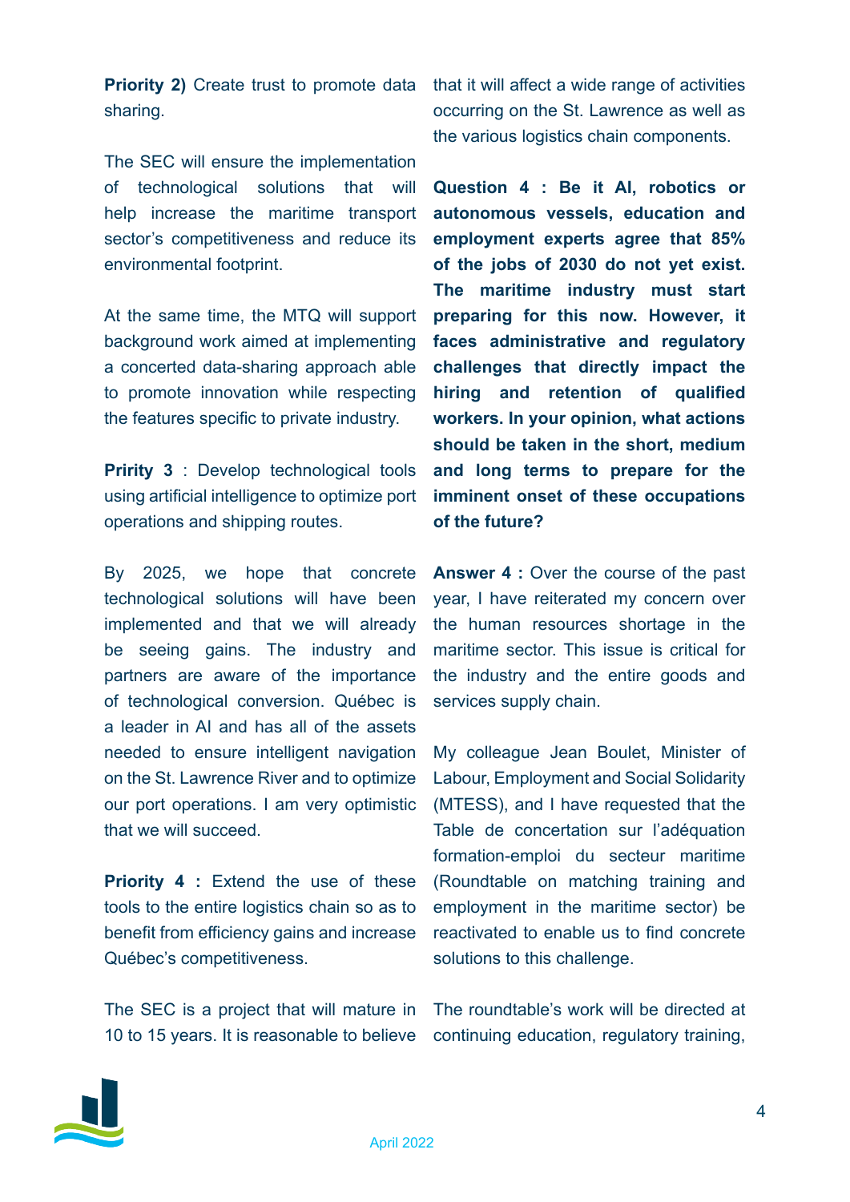**Priority 2)** Create trust to promote data sharing.

The SEC will ensure the implementation of technological solutions that will help increase the maritime transport sector's competitiveness and reduce its environmental footprint.

At the same time, the MTQ will support background work aimed at implementing a concerted data-sharing approach able to promote innovation while respecting the features specific to private industry.

**Pririty 3** : Develop technological tools using artificial intelligence to optimize port operations and shipping routes.

By 2025, we hope that concrete technological solutions will have been implemented and that we will already be seeing gains. The industry and partners are aware of the importance of technological conversion. Québec is a leader in AI and has all of the assets needed to ensure intelligent navigation on the St. Lawrence River and to optimize our port operations. I am very optimistic that we will succeed.

**Priority 4 :** Extend the use of these tools to the entire logistics chain so as to benefit from efficiency gains and increase Québec's competitiveness.

The SEC is a project that will mature in 10 to 15 years. It is reasonable to believe that it will affect a wide range of activities occurring on the St. Lawrence as well as the various logistics chain components.

**Question 4 : Be it AI, robotics or autonomous vessels, education and employment experts agree that 85% of the jobs of 2030 do not yet exist. The maritime industry must start preparing for this now. However, it faces administrative and regulatory challenges that directly impact the hiring and retention of qualified workers. In your opinion, what actions should be taken in the short, medium and long terms to prepare for the imminent onset of these occupations of the future?**

**Answer 4 :** Over the course of the past year, I have reiterated my concern over the human resources shortage in the maritime sector. This issue is critical for the industry and the entire goods and services supply chain.

My colleague Jean Boulet, Minister of Labour, Employment and Social Solidarity (MTESS), and I have requested that the Table de concertation sur l'adéquation formation-emploi du secteur maritime (Roundtable on matching training and employment in the maritime sector) be reactivated to enable us to find concrete solutions to this challenge.

The roundtable's work will be directed at continuing education, regulatory training,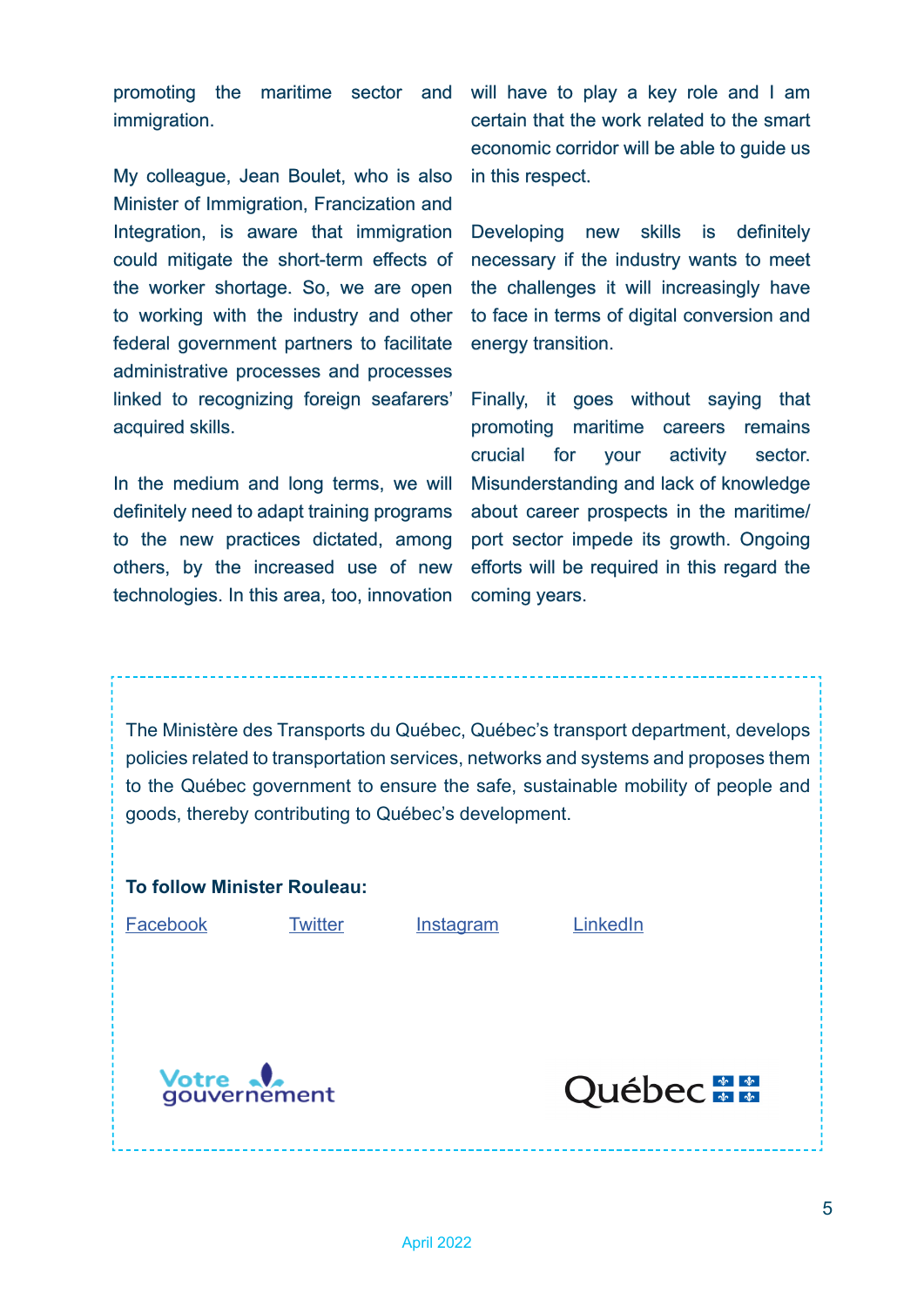promoting the maritime sector and immigration.

My colleague, Jean Boulet, who is also Minister of Immigration, Francization and Integration, is aware that immigration could mitigate the short-term effects of the worker shortage. So, we are open to working with the industry and other federal government partners to facilitate administrative processes and processes linked to recognizing foreign seafarers' acquired skills.

In the medium and long terms, we will definitely need to adapt training programs to the new practices dictated, among others, by the increased use of new technologies. In this area, too, innovation will have to play a key role and I am certain that the work related to the smart economic corridor will be able to guide us in this respect.

Developing new skills is definitely necessary if the industry wants to meet the challenges it will increasingly have to face in terms of digital conversion and energy transition.

Finally, it goes without saying that promoting maritime careers remains crucial for your activity sector. Misunderstanding and lack of knowledge about career prospects in the maritime/ port sector impede its growth. Ongoing efforts will be required in this regard the coming years.

The Ministère des Transports du Québec, Québec's transport department, develops policies related to transportation services, networks and systems and proposes them to the Québec government to ensure the safe, sustainable mobility of people and goods, thereby contributing to Québec's development.

**To follow Minister Rouleau:**

Facebook Twitter Instagram LinkedIn

Votre gouvernement

Québec

April 2022